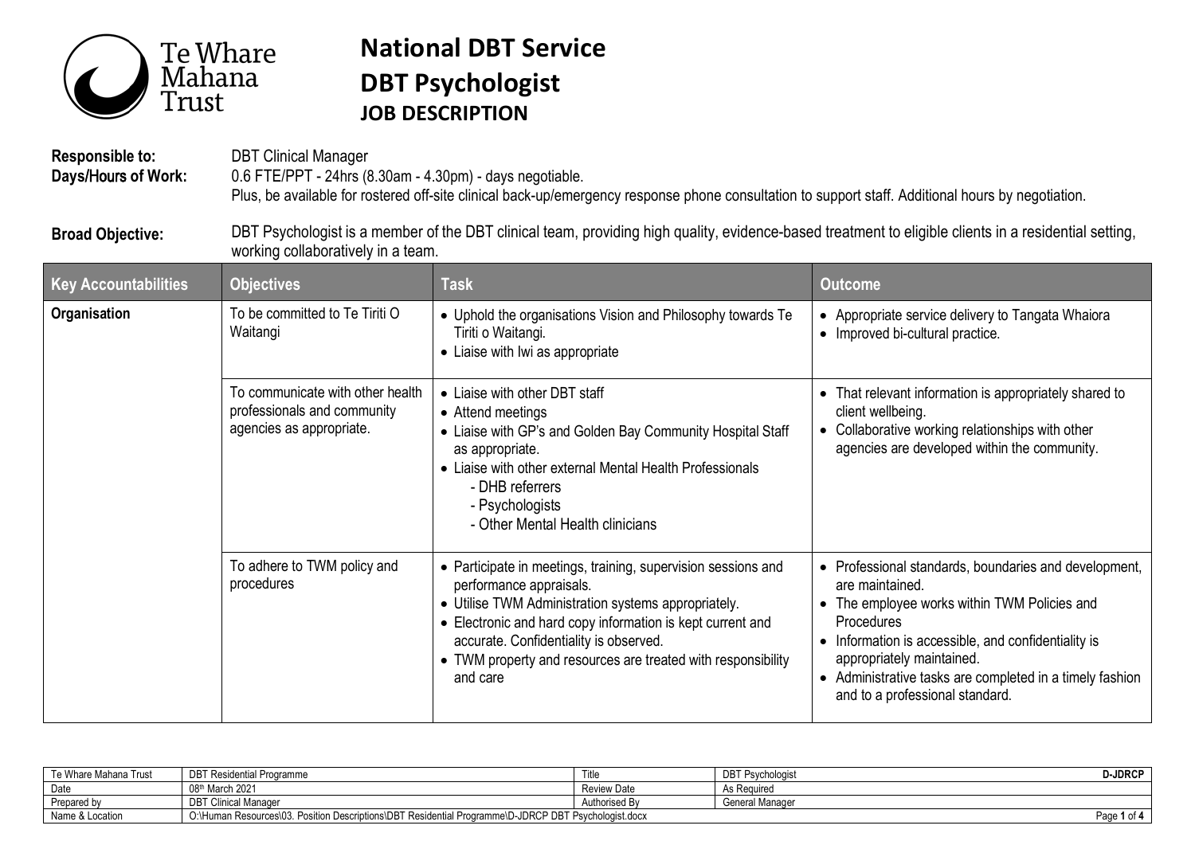Te Whare Mahana Trust

# National DBT Service
# DBT Psychologist
## JOB DESCRIPTION

**Responsible to:** DBT Clinical Manager

**Days/Hours of Work:** 0.6 FTE/PPT - 24hrs (8.30am - 4.30pm) - days negotiable.
Plus, be available for rostered off-site clinical back-up/emergency response phone consultation to support staff. Additional hours by negotiation.

**Broad Objective:** DBT Psychologist is a member of the DBT clinical team, providing high quality, evidence-based treatment to eligible clients in a residential setting, working collaboratively in a team.

| Key Accountabilities | Objectives | Task | Outcome |
|---|---|---|---|
| **Organisation** | To be committed to Te Tiriti O Waitangi | • Uphold the organisations Vision and Philosophy towards Te Tiriti o Waitangi.<br>• Liaise with Iwi as appropriate | • Appropriate service delivery to Tangata Whaiora<br>• Improved bi-cultural practice. |
| | To communicate with other health professionals and community agencies as appropriate. | • Liaise with other DBT staff<br>• Attend meetings<br>• Liaise with GP's and Golden Bay Community Hospital Staff as appropriate.<br>• Liaise with other external Mental Health Professionals<br>- DHB referrers<br>- Psychologists<br>- Other Mental Health clinicians | • That relevant information is appropriately shared to client wellbeing.<br>• Collaborative working relationships with other agencies are developed within the community. |
| | To adhere to TWM policy and procedures | • Participate in meetings, training, supervision sessions and performance appraisals.<br>• Utilise TWM Administration systems appropriately.<br>• Electronic and hard copy information is kept current and accurate. Confidentiality is observed.<br>• TWM property and resources are treated with responsibility and care | • Professional standards, boundaries and development, are maintained.<br>• The employee works within TWM Policies and Procedures<br>• Information is accessible, and confidentiality is appropriately maintained.<br>• Administrative tasks are completed in a timely fashion and to a professional standard. |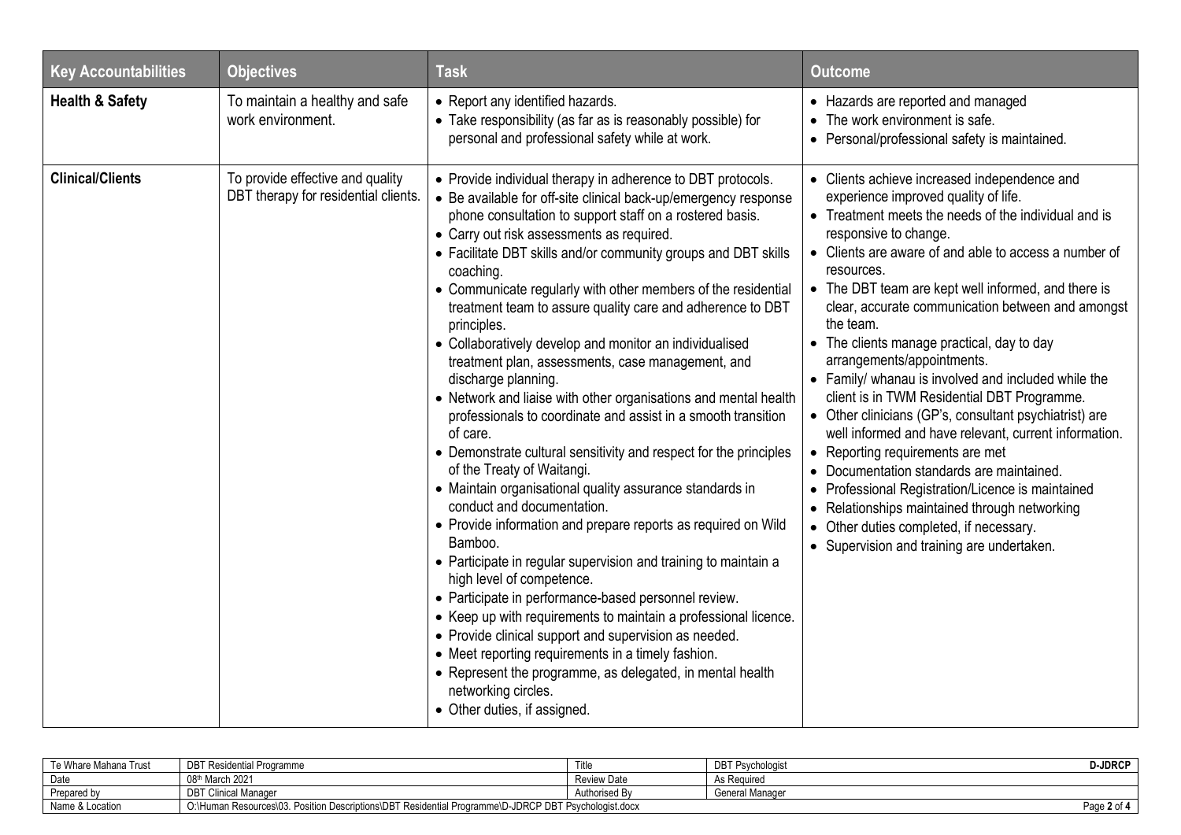| Key Accountabilities | Objectives | Task | Outcome |
|---|---|---|---|
| **Health & Safety** | To maintain a healthy and safe work environment. | • Report any identified hazards.<br>• Take responsibility (as far as is reasonably possible) for personal and professional safety while at work. | • Hazards are reported and managed<br>• The work environment is safe.<br>• Personal/professional safety is maintained. |
| **Clinical/Clients** | To provide effective and quality DBT therapy for residential clients. | • Provide individual therapy in adherence to DBT protocols.<br>• Be available for off-site clinical back-up/emergency response phone consultation to support staff on a rostered basis.<br>• Carry out risk assessments as required.<br>• Facilitate DBT skills and/or community groups and DBT skills coaching.<br>• Communicate regularly with other members of the residential treatment team to assure quality care and adherence to DBT principles.<br>• Collaboratively develop and monitor an individualised treatment plan, assessments, case management, and discharge planning.<br>• Network and liaise with other organisations and mental health professionals to coordinate and assist in a smooth transition of care.<br>• Demonstrate cultural sensitivity and respect for the principles of the Treaty of Waitangi.<br>• Maintain organisational quality assurance standards in conduct and documentation.<br>• Provide information and prepare reports as required on Wild Bamboo.<br>• Participate in regular supervision and training to maintain a high level of competence.<br>• Participate in performance-based personnel review.<br>• Keep up with requirements to maintain a professional licence.<br>• Provide clinical support and supervision as needed.<br>• Meet reporting requirements in a timely fashion.<br>• Represent the programme, as delegated, in mental health networking circles.<br>• Other duties, if assigned. | • Clients achieve increased independence and experience improved quality of life.<br>• Treatment meets the needs of the individual and is responsive to change.<br>• Clients are aware of and able to access a number of resources.<br>• The DBT team are kept well informed, and there is clear, accurate communication between and amongst the team.<br>• The clients manage practical, day to day arrangements/appointments.<br>• Family/ whanau is involved and included while the client is in TWM Residential DBT Programme.<br>• Other clinicians (GP's, consultant psychiatrist) are well informed and have relevant, current information.<br>• Reporting requirements are met<br>• Documentation standards are maintained.<br>• Professional Registration/Licence is maintained<br>• Relationships maintained through networking<br>• Other duties completed, if necessary.<br>• Supervision and training are undertaken. |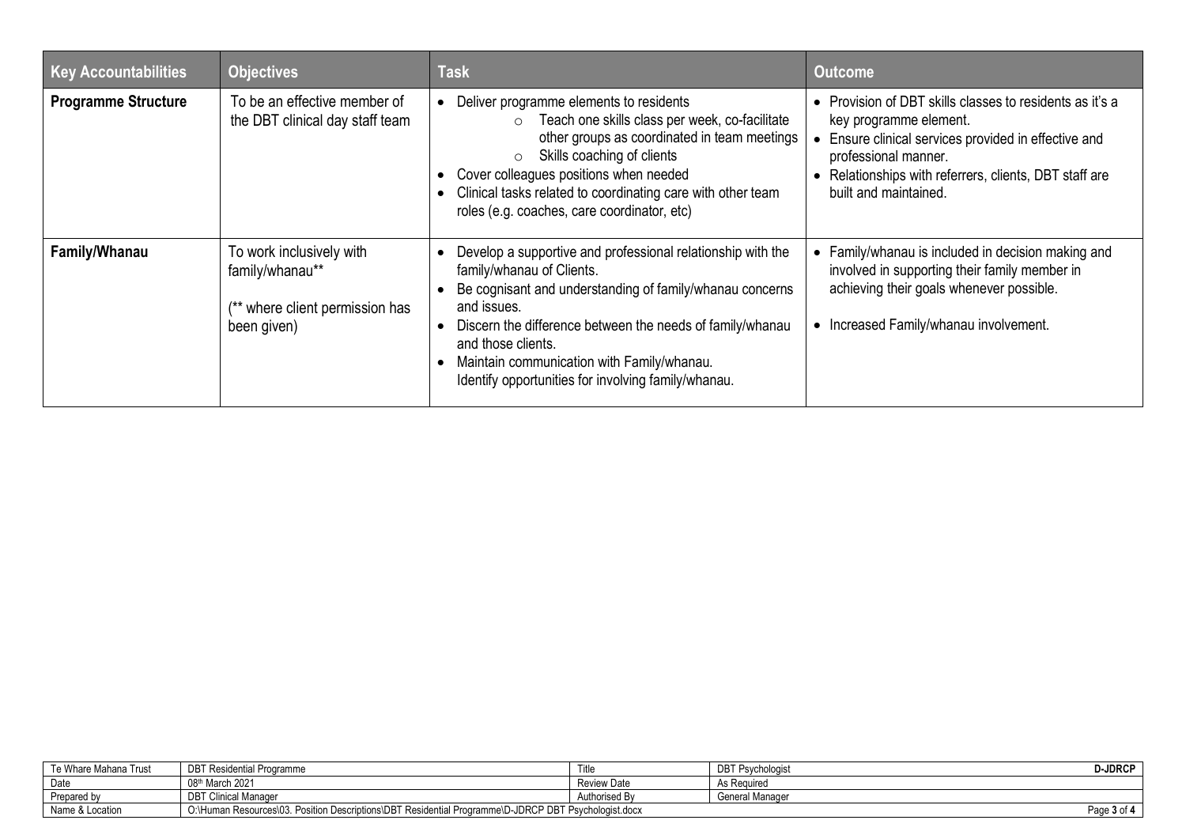| Key Accountabilities | Objectives | Task | Outcome |
|---|---|---|---|
| **Programme Structure** | To be an effective member of the DBT clinical day staff team | • Deliver programme elements to residents<br>  ○ Teach one skills class per week, co-facilitate other groups as coordinated in team meetings<br>  ○ Skills coaching of clients<br>• Cover colleagues positions when needed<br>• Clinical tasks related to coordinating care with other team roles (e.g. coaches, care coordinator, etc) | • Provision of DBT skills classes to residents as it's a key programme element.<br>• Ensure clinical services provided in effective and professional manner.<br>• Relationships with referrers, clients, DBT staff are built and maintained. |
| **Family/Whanau** | To work inclusively with family/whanau**<br><br>(** where client permission has been given) | • Develop a supportive and professional relationship with the family/whanau of Clients.<br>• Be cognisant and understanding of family/whanau concerns and issues.<br>• Discern the difference between the needs of family/whanau and those clients.<br>• Maintain communication with Family/whanau. Identify opportunities for involving family/whanau. | • Family/whanau is included in decision making and involved in supporting their family member in achieving their goals whenever possible.<br><br>• Increased Family/whanau involvement. |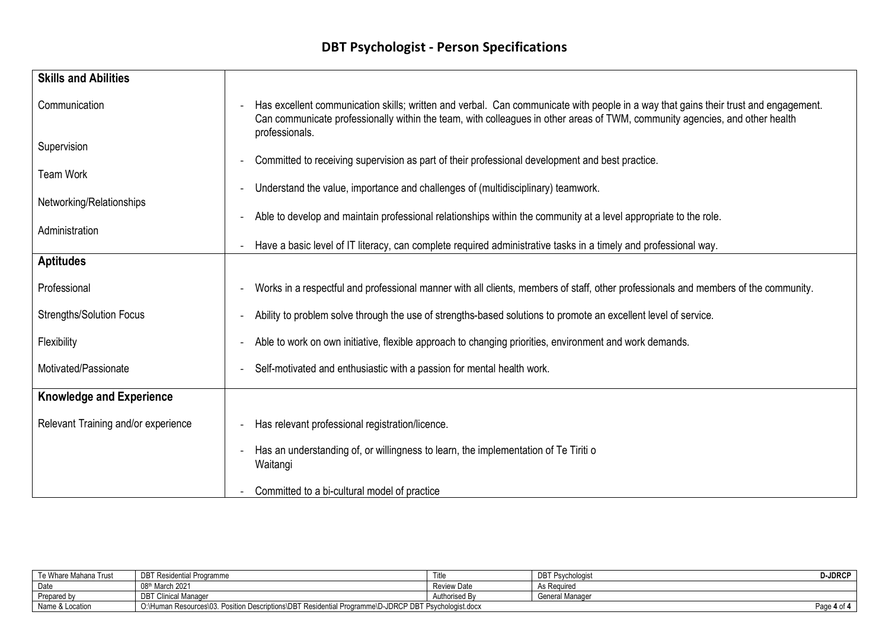## DBT Psychologist - Person Specifications

| | |
|---|---|
| **Skills and Abilities** | |
| Communication | - Has excellent communication skills; written and verbal. Can communicate with people in a way that gains their trust and engagement. Can communicate professionally within the team, with colleagues in other areas of TWM, community agencies, and other health professionals. |
| Supervision | - Committed to receiving supervision as part of their professional development and best practice. |
| Team Work | - Understand the value, importance and challenges of (multidisciplinary) teamwork. |
| Networking/Relationships | - Able to develop and maintain professional relationships within the community at a level appropriate to the role. |
| Administration | - Have a basic level of IT literacy, can complete required administrative tasks in a timely and professional way. |
| **Aptitudes** | |
| Professional | - Works in a respectful and professional manner with all clients, members of staff, other professionals and members of the community. |
| Strengths/Solution Focus | - Ability to problem solve through the use of strengths-based solutions to promote an excellent level of service. |
| Flexibility | - Able to work on own initiative, flexible approach to changing priorities, environment and work demands. |
| Motivated/Passionate | - Self-motivated and enthusiastic with a passion for mental health work. |
| **Knowledge and Experience** | |
| Relevant Training and/or experience | - Has relevant professional registration/licence.<br>- Has an understanding of, or willingness to learn, the implementation of Te Tiriti o Waitangi<br>- Committed to a bi-cultural model of practice |

| | | | |
|---|---|---|---|
| Te Whare Mahana Trust | DBT Residential Programme | Title | DBT Psychologist **D-JDRCP** |
| Date | 08th March 2021 | Review Date | As Required |
| Prepared by | DBT Clinical Manager | Authorised By | General Manager |
| Name & Location | O:\Human Resources\03. Position Descriptions\DBT Residential Programme\D-JDRCP DBT Psychologist.docx | | |